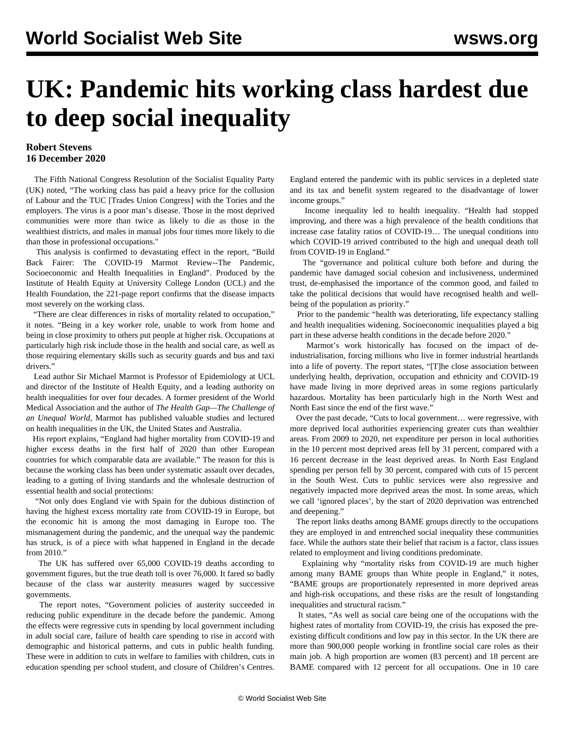# UK: Pandemic hits working class hardest due to deep social inequality

**Robert Stevens**
**16 December 2020**

The Fifth National Congress Resolution of the Socialist Equality Party (UK) noted, "The working class has paid a heavy price for the collusion of Labour and the TUC [Trades Union Congress] with the Tories and the employers. The virus is a poor man's disease. Those in the most deprived communities were more than twice as likely to die as those in the wealthiest districts, and males in manual jobs four times more likely to die than those in professional occupations."

This analysis is confirmed to devastating effect in the report, "Build Back Fairer: The COVID-19 Marmot Review--The Pandemic, Socioeconomic and Health Inequalities in England". Produced by the Institute of Health Equity at University College London (UCL) and the Health Foundation, the 221-page report confirms that the disease impacts most severely on the working class.

"There are clear differences in risks of mortality related to occupation," it notes. "Being in a key worker role, unable to work from home and being in close proximity to others put people at higher risk. Occupations at particularly high risk include those in the health and social care, as well as those requiring elementary skills such as security guards and bus and taxi drivers."

Lead author Sir Michael Marmot is Professor of Epidemiology at UCL and director of the Institute of Health Equity, and a leading authority on health inequalities for over four decades. A former president of the World Medical Association and the author of *The Health Gap—The Challenge of an Unequal World*, Marmot has published valuable studies and lectured on health inequalities in the UK, the United States and Australia.

His report explains, "England had higher mortality from COVID-19 and higher excess deaths in the first half of 2020 than other European countries for which comparable data are available." The reason for this is because the working class has been under systematic assault over decades, leading to a gutting of living standards and the wholesale destruction of essential health and social protections:

"Not only does England vie with Spain for the dubious distinction of having the highest excess mortality rate from COVID-19 in Europe, but the economic hit is among the most damaging in Europe too. The mismanagement during the pandemic, and the unequal way the pandemic has struck, is of a piece with what happened in England in the decade from 2010."

The UK has suffered over 65,000 COVID-19 deaths according to government figures, but the true death toll is over 76,000. It fared so badly because of the class war austerity measures waged by successive governments.

The report notes, "Government policies of austerity succeeded in reducing public expenditure in the decade before the pandemic. Among the effects were regressive cuts in spending by local government including in adult social care, failure of health care spending to rise in accord with demographic and historical patterns, and cuts in public health funding. These were in addition to cuts in welfare to families with children, cuts in education spending per school student, and closure of Children's Centres. England entered the pandemic with its public services in a depleted state and its tax and benefit system regeared to the disadvantage of lower income groups."

Income inequality led to health inequality. "Health had stopped improving, and there was a high prevalence of the health conditions that increase case fatality ratios of COVID-19… The unequal conditions into which COVID-19 arrived contributed to the high and unequal death toll from COVID-19 in England."

The "governance and political culture both before and during the pandemic have damaged social cohesion and inclusiveness, undermined trust, de-emphasised the importance of the common good, and failed to take the political decisions that would have recognised health and well-being of the population as priority."

Prior to the pandemic "health was deteriorating, life expectancy stalling and health inequalities widening. Socioeconomic inequalities played a big part in these adverse health conditions in the decade before 2020."

Marmot's work historically has focused on the impact of de-industrialisation, forcing millions who live in former industrial heartlands into a life of poverty. The report states, "[T]he close association between underlying health, deprivation, occupation and ethnicity and COVID-19 have made living in more deprived areas in some regions particularly hazardous. Mortality has been particularly high in the North West and North East since the end of the first wave."

Over the past decade, "Cuts to local government… were regressive, with more deprived local authorities experiencing greater cuts than wealthier areas. From 2009 to 2020, net expenditure per person in local authorities in the 10 percent most deprived areas fell by 31 percent, compared with a 16 percent decrease in the least deprived areas. In North East England spending per person fell by 30 percent, compared with cuts of 15 percent in the South West. Cuts to public services were also regressive and negatively impacted more deprived areas the most. In some areas, which we call 'ignored places', by the start of 2020 deprivation was entrenched and deepening."

The report links deaths among BAME groups directly to the occupations they are employed in and entrenched social inequality these communities face. While the authors state their belief that racism is a factor, class issues related to employment and living conditions predominate.

Explaining why "mortality risks from COVID-19 are much higher among many BAME groups than White people in England," it notes, "BAME groups are proportionately represented in more deprived areas and high-risk occupations, and these risks are the result of longstanding inequalities and structural racism."

It states, "As well as social care being one of the occupations with the highest rates of mortality from COVID-19, the crisis has exposed the pre-existing difficult conditions and low pay in this sector. In the UK there are more than 900,000 people working in frontline social care roles as their main job. A high proportion are women (83 percent) and 18 percent are BAME compared with 12 percent for all occupations. One in 10 care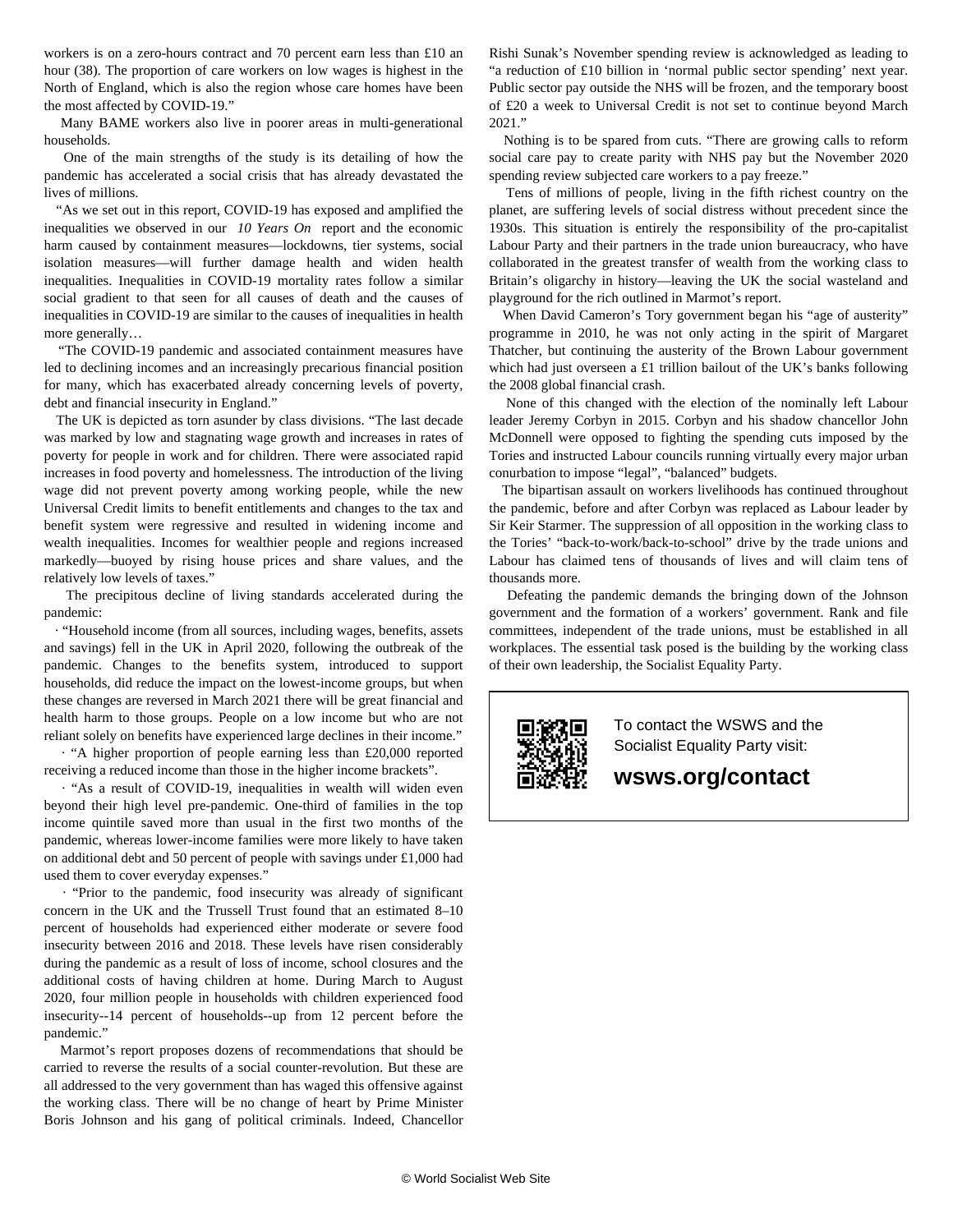workers is on a zero-hours contract and 70 percent earn less than £10 an hour (38). The proportion of care workers on low wages is highest in the North of England, which is also the region whose care homes have been the most affected by COVID-19."

Many BAME workers also live in poorer areas in multi-generational households.

One of the main strengths of the study is its detailing of how the pandemic has accelerated a social crisis that has already devastated the lives of millions.

"As we set out in this report, COVID-19 has exposed and amplified the inequalities we observed in our *10 Years On* report and the economic harm caused by containment measures—lockdowns, tier systems, social isolation measures—will further damage health and widen health inequalities. Inequalities in COVID-19 mortality rates follow a similar social gradient to that seen for all causes of death and the causes of inequalities in COVID-19 are similar to the causes of inequalities in health more generally…

"The COVID-19 pandemic and associated containment measures have led to declining incomes and an increasingly precarious financial position for many, which has exacerbated already concerning levels of poverty, debt and financial insecurity in England."

The UK is depicted as torn asunder by class divisions. "The last decade was marked by low and stagnating wage growth and increases in rates of poverty for people in work and for children. There were associated rapid increases in food poverty and homelessness. The introduction of the living wage did not prevent poverty among working people, while the new Universal Credit limits to benefit entitlements and changes to the tax and benefit system were regressive and resulted in widening income and wealth inequalities. Incomes for wealthier people and regions increased markedly—buoyed by rising house prices and share values, and the relatively low levels of taxes."

The precipitous decline of living standards accelerated during the pandemic:

· "Household income (from all sources, including wages, benefits, assets and savings) fell in the UK in April 2020, following the outbreak of the pandemic. Changes to the benefits system, introduced to support households, did reduce the impact on the lowest-income groups, but when these changes are reversed in March 2021 there will be great financial and health harm to those groups. People on a low income but who are not reliant solely on benefits have experienced large declines in their income."

· "A higher proportion of people earning less than £20,000 reported receiving a reduced income than those in the higher income brackets".

· "As a result of COVID-19, inequalities in wealth will widen even beyond their high level pre-pandemic. One-third of families in the top income quintile saved more than usual in the first two months of the pandemic, whereas lower-income families were more likely to have taken on additional debt and 50 percent of people with savings under £1,000 had used them to cover everyday expenses."

· "Prior to the pandemic, food insecurity was already of significant concern in the UK and the Trussell Trust found that an estimated 8–10 percent of households had experienced either moderate or severe food insecurity between 2016 and 2018. These levels have risen considerably during the pandemic as a result of loss of income, school closures and the additional costs of having children at home. During March to August 2020, four million people in households with children experienced food insecurity--14 percent of households--up from 12 percent before the pandemic."

Marmot's report proposes dozens of recommendations that should be carried to reverse the results of a social counter-revolution. But these are all addressed to the very government than has waged this offensive against the working class. There will be no change of heart by Prime Minister Boris Johnson and his gang of political criminals. Indeed, Chancellor Rishi Sunak's November spending review is acknowledged as leading to "a reduction of £10 billion in 'normal public sector spending' next year. Public sector pay outside the NHS will be frozen, and the temporary boost of £20 a week to Universal Credit is not set to continue beyond March 2021."

Nothing is to be spared from cuts. "There are growing calls to reform social care pay to create parity with NHS pay but the November 2020 spending review subjected care workers to a pay freeze."

Tens of millions of people, living in the fifth richest country on the planet, are suffering levels of social distress without precedent since the 1930s. This situation is entirely the responsibility of the pro-capitalist Labour Party and their partners in the trade union bureaucracy, who have collaborated in the greatest transfer of wealth from the working class to Britain's oligarchy in history—leaving the UK the social wasteland and playground for the rich outlined in Marmot's report.

When David Cameron's Tory government began his "age of austerity" programme in 2010, he was not only acting in the spirit of Margaret Thatcher, but continuing the austerity of the Brown Labour government which had just overseen a £1 trillion bailout of the UK's banks following the 2008 global financial crash.

None of this changed with the election of the nominally left Labour leader Jeremy Corbyn in 2015. Corbyn and his shadow chancellor John McDonnell were opposed to fighting the spending cuts imposed by the Tories and instructed Labour councils running virtually every major urban conurbation to impose "legal", "balanced" budgets.

The bipartisan assault on workers livelihoods has continued throughout the pandemic, before and after Corbyn was replaced as Labour leader by Sir Keir Starmer. The suppression of all opposition in the working class to the Tories' "back-to-work/back-to-school" drive by the trade unions and Labour has claimed tens of thousands of lives and will claim tens of thousands more.

Defeating the pandemic demands the bringing down of the Johnson government and the formation of a workers' government. Rank and file committees, independent of the trade unions, must be established in all workplaces. The essential task posed is the building by the working class of their own leadership, the Socialist Equality Party.

To contact the WSWS and the Socialist Equality Party visit:

**wsws.org/contact**